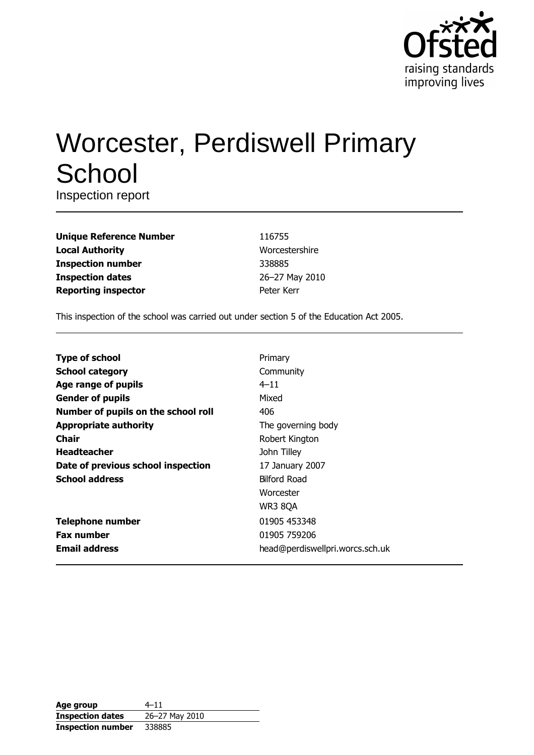Ofsted
raising standards
improving lives

# Worcester, Perdiswell Primary School

Inspection report

| | |
|---|---|
| **Unique Reference Number** | 116755 |
| **Local Authority** | Worcestershire |
| **Inspection number** | 338885 |
| **Inspection dates** | 26–27 May 2010 |
| **Reporting inspector** | Peter Kerr |

This inspection of the school was carried out under section 5 of the Education Act 2005.

| | |
|---|---|
| **Type of school** | Primary |
| **School category** | Community |
| **Age range of pupils** | 4–11 |
| **Gender of pupils** | Mixed |
| **Number of pupils on the school roll** | 406 |
| **Appropriate authority** | The governing body |
| **Chair** | Robert Kington |
| **Headteacher** | John Tilley |
| **Date of previous school inspection** | 17 January 2007 |
| **School address** | Bilford Road<br>Worcester<br>WR3 8QA |
| **Telephone number** | 01905 453348 |
| **Fax number** | 01905 759206 |
| **Email address** | head@perdiswellpri.worcs.sch.uk |

| | |
|---|---|
| **Age group** | 4–11 |
| **Inspection dates** | 26–27 May 2010 |
| **Inspection number** | 338885 |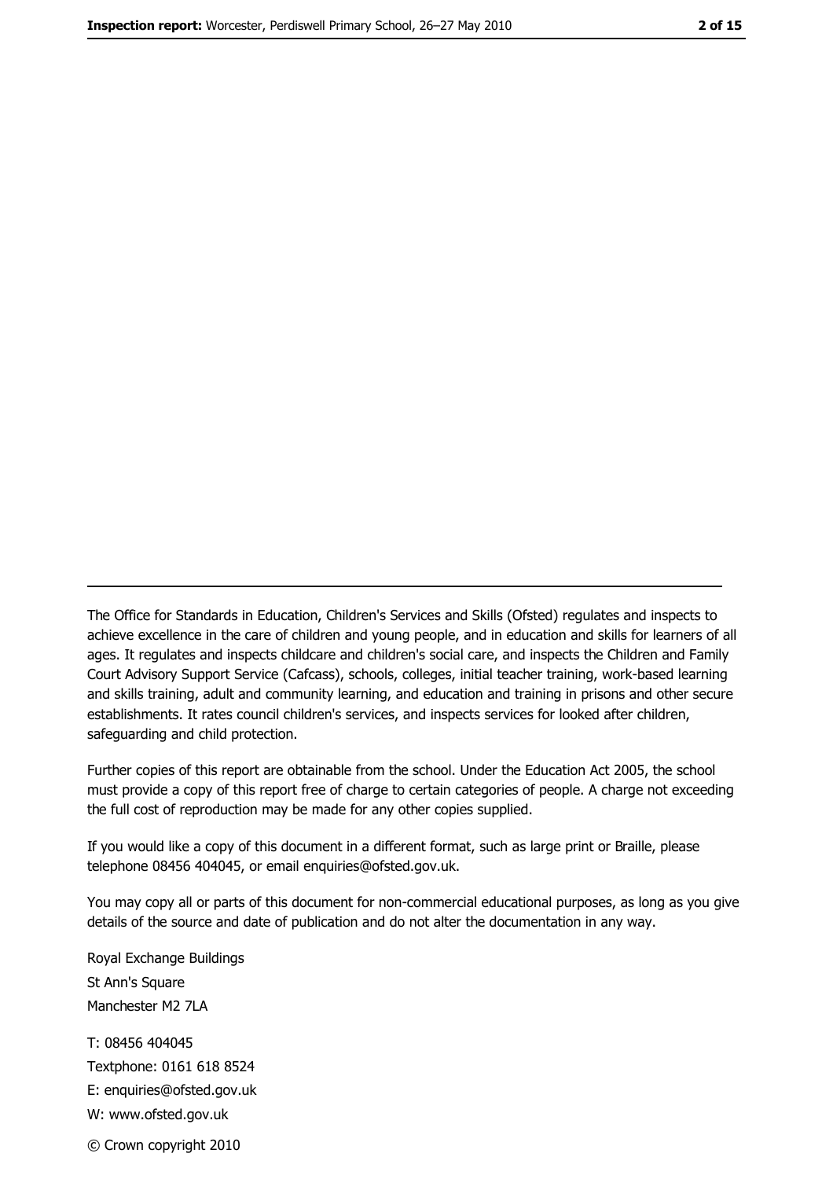The Office for Standards in Education, Children's Services and Skills (Ofsted) regulates and inspects to achieve excellence in the care of children and young people, and in education and skills for learners of all ages. It regulates and inspects childcare and children's social care, and inspects the Children and Family Court Advisory Support Service (Cafcass), schools, colleges, initial teacher training, work-based learning and skills training, adult and community learning, and education and training in prisons and other secure establishments. It rates council children's services, and inspects services for looked after children, safeguarding and child protection.

Further copies of this report are obtainable from the school. Under the Education Act 2005, the school must provide a copy of this report free of charge to certain categories of people. A charge not exceeding the full cost of reproduction may be made for any other copies supplied.

If you would like a copy of this document in a different format, such as large print or Braille, please telephone 08456 404045, or email enquiries@ofsted.gov.uk.

You may copy all or parts of this document for non-commercial educational purposes, as long as you give details of the source and date of publication and do not alter the documentation in any way.

Royal Exchange Buildings
St Ann's Square
Manchester M2 7LA

T: 08456 404045
Textphone: 0161 618 8524
E: enquiries@ofsted.gov.uk
W: www.ofsted.gov.uk

© Crown copyright 2010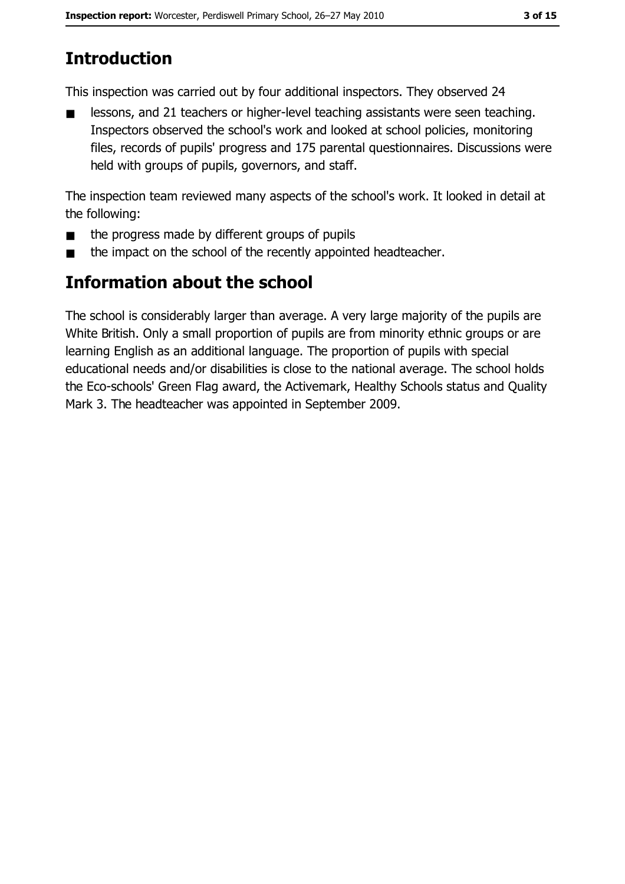## Introduction

This inspection was carried out by four additional inspectors. They observed 24

- lessons, and 21 teachers or higher-level teaching assistants were seen teaching. Inspectors observed the school's work and looked at school policies, monitoring files, records of pupils' progress and 175 parental questionnaires. Discussions were held with groups of pupils, governors, and staff.

The inspection team reviewed many aspects of the school's work. It looked in detail at the following:

- the progress made by different groups of pupils
- the impact on the school of the recently appointed headteacher.

## Information about the school

The school is considerably larger than average. A very large majority of the pupils are White British. Only a small proportion of pupils are from minority ethnic groups or are learning English as an additional language. The proportion of pupils with special educational needs and/or disabilities is close to the national average. The school holds the Eco-schools' Green Flag award, the Activemark, Healthy Schools status and Quality Mark 3. The headteacher was appointed in September 2009.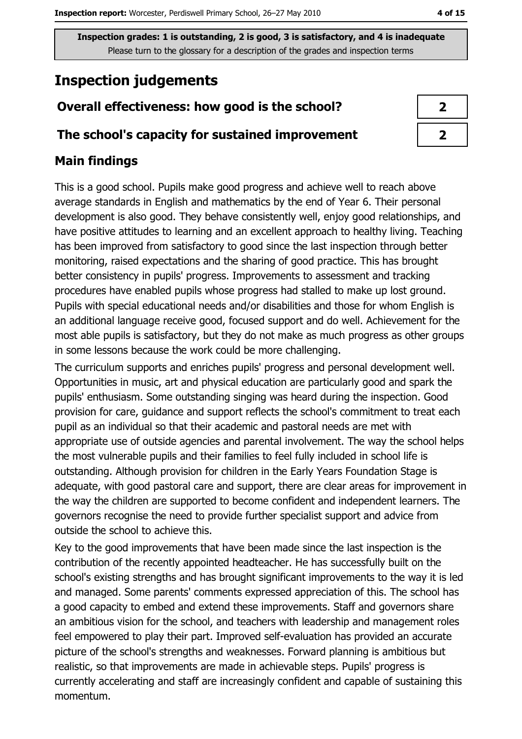Inspection grades: 1 is outstanding, 2 is good, 3 is satisfactory, and 4 is inadequate
Please turn to the glossary for a description of the grades and inspection terms

# Inspection judgements

| Overall effectiveness: how good is the school? | 2 |
|---|---|
| The school's capacity for sustained improvement | 2 |

## Main findings

This is a good school. Pupils make good progress and achieve well to reach above average standards in English and mathematics by the end of Year 6. Their personal development is also good. They behave consistently well, enjoy good relationships, and have positive attitudes to learning and an excellent approach to healthy living. Teaching has been improved from satisfactory to good since the last inspection through better monitoring, raised expectations and the sharing of good practice. This has brought better consistency in pupils' progress. Improvements to assessment and tracking procedures have enabled pupils whose progress had stalled to make up lost ground. Pupils with special educational needs and/or disabilities and those for whom English is an additional language receive good, focused support and do well. Achievement for the most able pupils is satisfactory, but they do not make as much progress as other groups in some lessons because the work could be more challenging.

The curriculum supports and enriches pupils' progress and personal development well. Opportunities in music, art and physical education are particularly good and spark the pupils' enthusiasm. Some outstanding singing was heard during the inspection. Good provision for care, guidance and support reflects the school's commitment to treat each pupil as an individual so that their academic and pastoral needs are met with appropriate use of outside agencies and parental involvement. The way the school helps the most vulnerable pupils and their families to feel fully included in school life is outstanding. Although provision for children in the Early Years Foundation Stage is adequate, with good pastoral care and support, there are clear areas for improvement in the way the children are supported to become confident and independent learners. The governors recognise the need to provide further specialist support and advice from outside the school to achieve this.

Key to the good improvements that have been made since the last inspection is the contribution of the recently appointed headteacher. He has successfully built on the school's existing strengths and has brought significant improvements to the way it is led and managed. Some parents' comments expressed appreciation of this. The school has a good capacity to embed and extend these improvements. Staff and governors share an ambitious vision for the school, and teachers with leadership and management roles feel empowered to play their part. Improved self-evaluation has provided an accurate picture of the school's strengths and weaknesses. Forward planning is ambitious but realistic, so that improvements are made in achievable steps. Pupils' progress is currently accelerating and staff are increasingly confident and capable of sustaining this momentum.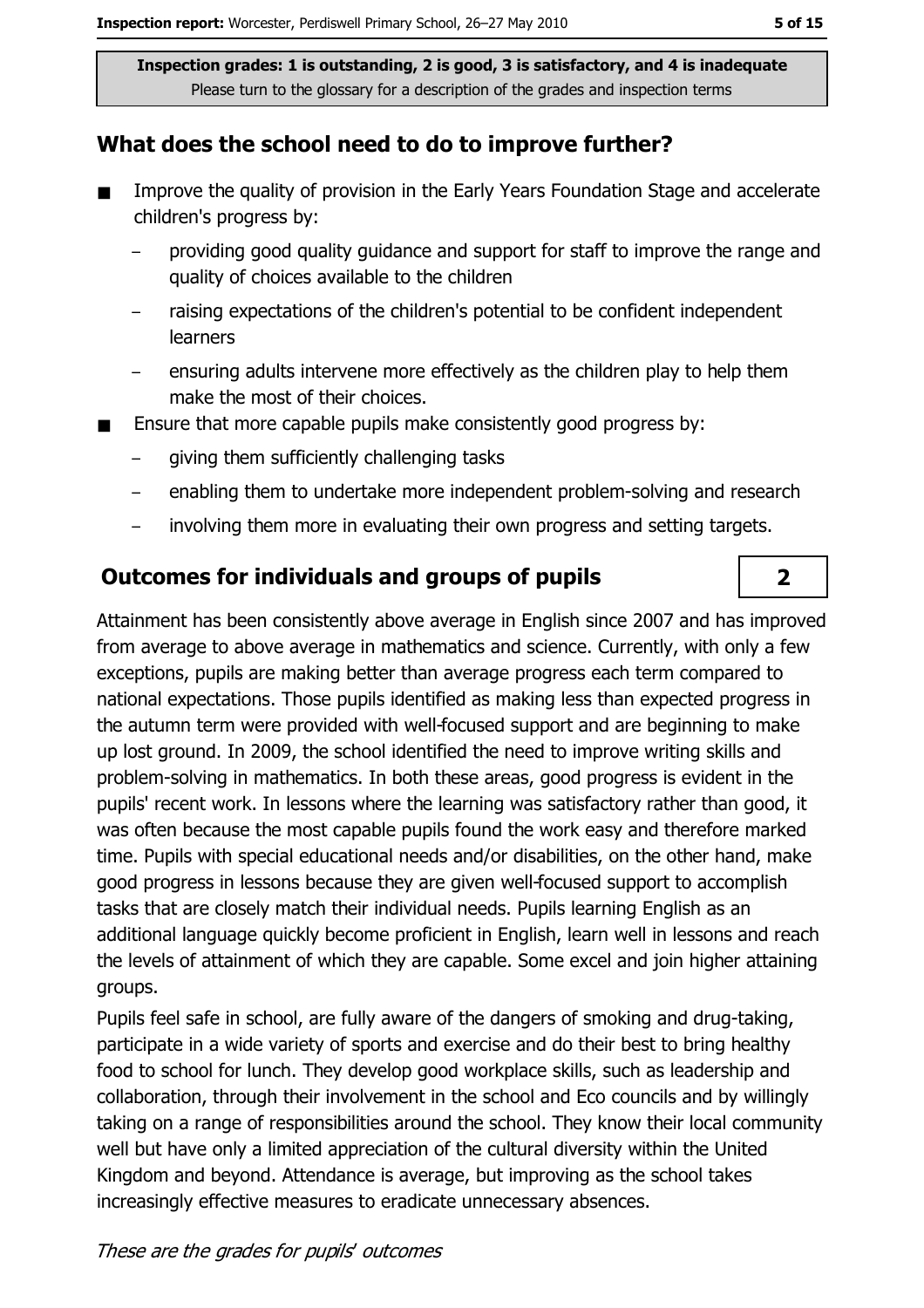**Inspection grades: 1 is outstanding, 2 is good, 3 is satisfactory, and 4 is inadequate**
Please turn to the glossary for a description of the grades and inspection terms

## What does the school need to do to improve further?

- Improve the quality of provision in the Early Years Foundation Stage and accelerate children's progress by:
  - providing good quality guidance and support for staff to improve the range and quality of choices available to the children
  - raising expectations of the children's potential to be confident independent learners
  - ensuring adults intervene more effectively as the children play to help them make the most of their choices.
- Ensure that more capable pupils make consistently good progress by:
  - giving them sufficiently challenging tasks
  - enabling them to undertake more independent problem-solving and research
  - involving them more in evaluating their own progress and setting targets.

## Outcomes for individuals and groups of pupils — 2

Attainment has been consistently above average in English since 2007 and has improved from average to above average in mathematics and science. Currently, with only a few exceptions, pupils are making better than average progress each term compared to national expectations. Those pupils identified as making less than expected progress in the autumn term were provided with well-focused support and are beginning to make up lost ground. In 2009, the school identified the need to improve writing skills and problem-solving in mathematics. In both these areas, good progress is evident in the pupils' recent work. In lessons where the learning was satisfactory rather than good, it was often because the most capable pupils found the work easy and therefore marked time. Pupils with special educational needs and/or disabilities, on the other hand, make good progress in lessons because they are given well-focused support to accomplish tasks that are closely match their individual needs. Pupils learning English as an additional language quickly become proficient in English, learn well in lessons and reach the levels of attainment of which they are capable. Some excel and join higher attaining groups.

Pupils feel safe in school, are fully aware of the dangers of smoking and drug-taking, participate in a wide variety of sports and exercise and do their best to bring healthy food to school for lunch. They develop good workplace skills, such as leadership and collaboration, through their involvement in the school and Eco councils and by willingly taking on a range of responsibilities around the school. They know their local community well but have only a limited appreciation of the cultural diversity within the United Kingdom and beyond. Attendance is average, but improving as the school takes increasingly effective measures to eradicate unnecessary absences.

*These are the grades for pupils' outcomes*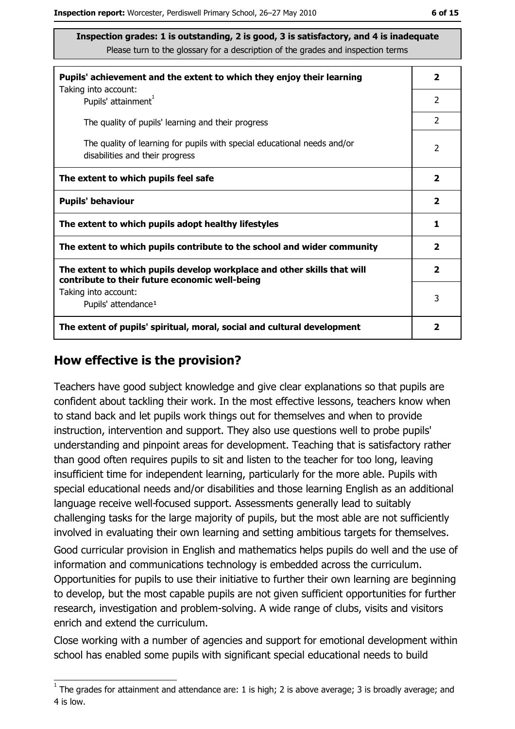**Inspection grades: 1 is outstanding, 2 is good, 3 is satisfactory, and 4 is inadequate**
Please turn to the glossary for a description of the grades and inspection terms

| | |
|---|---|
| **Pupils' achievement and the extent to which they enjoy their learning** | **2** |
| Taking into account: Pupils' attainment[1] | 2 |
| The quality of pupils' learning and their progress | 2 |
| The quality of learning for pupils with special educational needs and/or disabilities and their progress | 2 |
| **The extent to which pupils feel safe** | **2** |
| **Pupils' behaviour** | **2** |
| **The extent to which pupils adopt healthy lifestyles** | **1** |
| **The extent to which pupils contribute to the school and wider community** | **2** |
| **The extent to which pupils develop workplace and other skills that will contribute to their future economic well-being** | **2** |
| Taking into account: Pupils' attendance[1] | 3 |
| **The extent of pupils' spiritual, moral, social and cultural development** | **2** |

## How effective is the provision?

Teachers have good subject knowledge and give clear explanations so that pupils are confident about tackling their work. In the most effective lessons, teachers know when to stand back and let pupils work things out for themselves and when to provide instruction, intervention and support. They also use questions well to probe pupils' understanding and pinpoint areas for development. Teaching that is satisfactory rather than good often requires pupils to sit and listen to the teacher for too long, leaving insufficient time for independent learning, particularly for the more able. Pupils with special educational needs and/or disabilities and those learning English as an additional language receive well-focused support. Assessments generally lead to suitably challenging tasks for the large majority of pupils, but the most able are not sufficiently involved in evaluating their own learning and setting ambitious targets for themselves.

Good curricular provision in English and mathematics helps pupils do well and the use of information and communications technology is embedded across the curriculum. Opportunities for pupils to use their initiative to further their own learning are beginning to develop, but the most capable pupils are not given sufficient opportunities for further research, investigation and problem-solving. A wide range of clubs, visits and visitors enrich and extend the curriculum.

Close working with a number of agencies and support for emotional development within school has enabled some pupils with significant special educational needs to build

[1] The grades for attainment and attendance are: 1 is high; 2 is above average; 3 is broadly average; and 4 is low.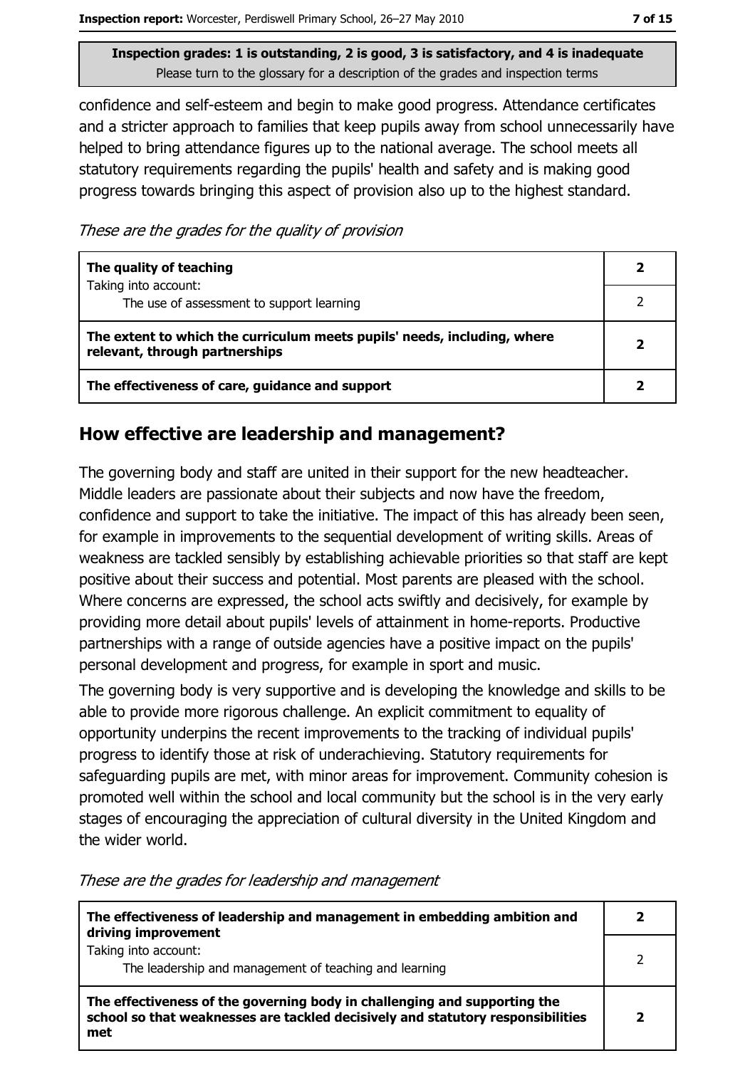Inspection grades: 1 is outstanding, 2 is good, 3 is satisfactory, and 4 is inadequate
Please turn to the glossary for a description of the grades and inspection terms

confidence and self-esteem and begin to make good progress. Attendance certificates and a stricter approach to families that keep pupils away from school unnecessarily have helped to bring attendance figures up to the national average. The school meets all statutory requirements regarding the pupils' health and safety and is making good progress towards bringing this aspect of provision also up to the highest standard.

*These are the grades for the quality of provision*

| | |
|---|---|
| **The quality of teaching**<br>Taking into account: | **2** |
| The use of assessment to support learning | 2 |
| **The extent to which the curriculum meets pupils' needs, including, where relevant, through partnerships** | **2** |
| **The effectiveness of care, guidance and support** | **2** |

## How effective are leadership and management?

The governing body and staff are united in their support for the new headteacher. Middle leaders are passionate about their subjects and now have the freedom, confidence and support to take the initiative. The impact of this has already been seen, for example in improvements to the sequential development of writing skills. Areas of weakness are tackled sensibly by establishing achievable priorities so that staff are kept positive about their success and potential. Most parents are pleased with the school. Where concerns are expressed, the school acts swiftly and decisively, for example by providing more detail about pupils' levels of attainment in home-reports. Productive partnerships with a range of outside agencies have a positive impact on the pupils' personal development and progress, for example in sport and music.

The governing body is very supportive and is developing the knowledge and skills to be able to provide more rigorous challenge. An explicit commitment to equality of opportunity underpins the recent improvements to the tracking of individual pupils' progress to identify those at risk of underachieving. Statutory requirements for safeguarding pupils are met, with minor areas for improvement. Community cohesion is promoted well within the school and local community but the school is in the very early stages of encouraging the appreciation of cultural diversity in the United Kingdom and the wider world.

*These are the grades for leadership and management*

| | |
|---|---|
| **The effectiveness of leadership and management in embedding ambition and driving improvement** | **2** |
| Taking into account:<br>The leadership and management of teaching and learning | 2 |
| **The effectiveness of the governing body in challenging and supporting the school so that weaknesses are tackled decisively and statutory responsibilities met** | **2** |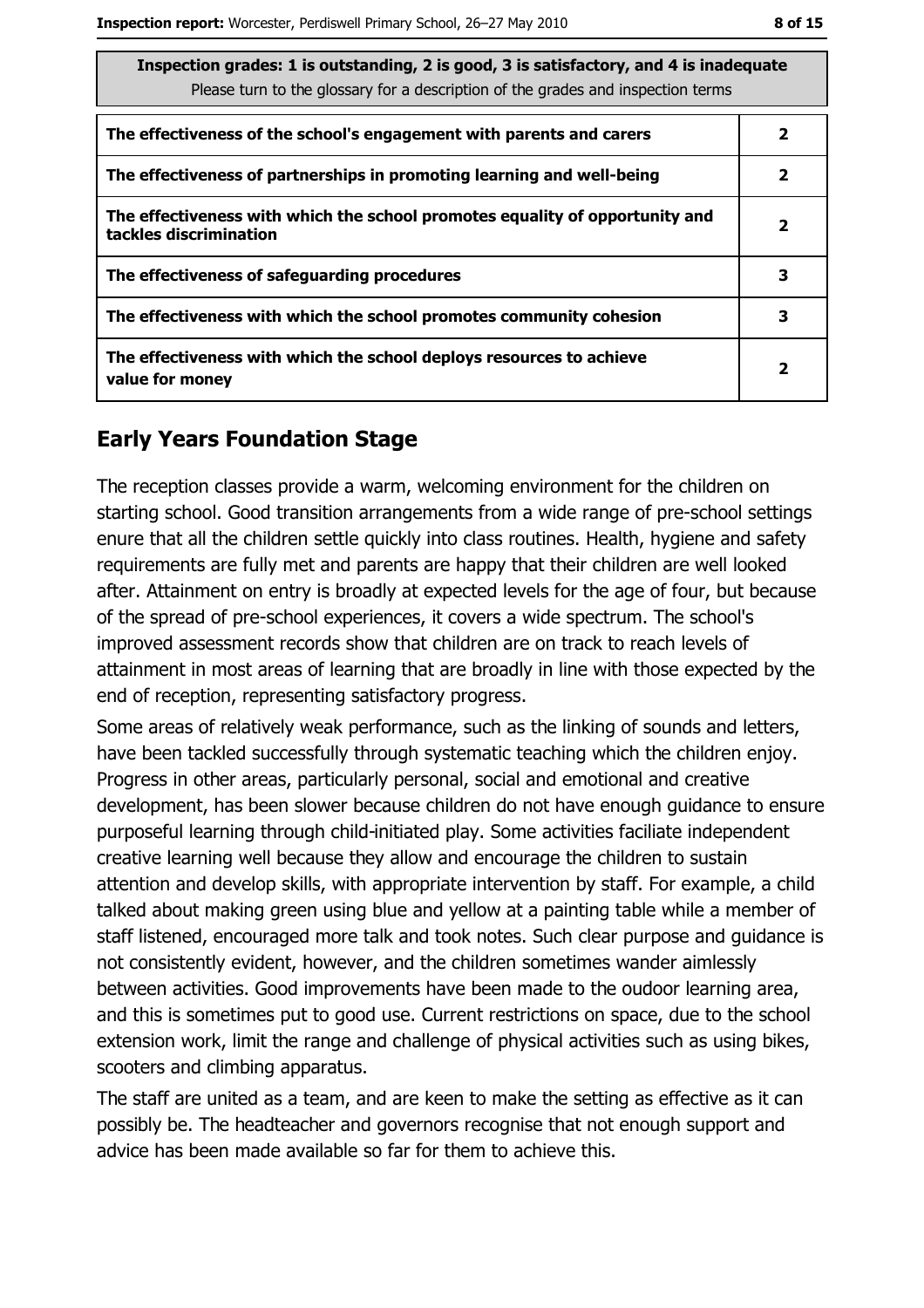| Inspection grades: 1 is outstanding, 2 is good, 3 is satisfactory, and 4 is inadequate<br>Please turn to the glossary for a description of the grades and inspection terms | |
|---|---|
| The effectiveness of the school's engagement with parents and carers | 2 |
| The effectiveness of partnerships in promoting learning and well-being | 2 |
| The effectiveness with which the school promotes equality of opportunity and tackles discrimination | 2 |
| The effectiveness of safeguarding procedures | 3 |
| The effectiveness with which the school promotes community cohesion | 3 |
| The effectiveness with which the school deploys resources to achieve value for money | 2 |

## Early Years Foundation Stage

The reception classes provide a warm, welcoming environment for the children on starting school. Good transition arrangements from a wide range of pre-school settings enure that all the children settle quickly into class routines. Health, hygiene and safety requirements are fully met and parents are happy that their children are well looked after. Attainment on entry is broadly at expected levels for the age of four, but because of the spread of pre-school experiences, it covers a wide spectrum. The school's improved assessment records show that children are on track to reach levels of attainment in most areas of learning that are broadly in line with those expected by the end of reception, representing satisfactory progress.

Some areas of relatively weak performance, such as the linking of sounds and letters, have been tackled successfully through systematic teaching which the children enjoy. Progress in other areas, particularly personal, social and emotional and creative development, has been slower because children do not have enough guidance to ensure purposeful learning through child-initiated play. Some activities faciliate independent creative learning well because they allow and encourage the children to sustain attention and develop skills, with appropriate intervention by staff. For example, a child talked about making green using blue and yellow at a painting table while a member of staff listened, encouraged more talk and took notes. Such clear purpose and guidance is not consistently evident, however, and the children sometimes wander aimlessly between activities. Good improvements have been made to the oudoor learning area, and this is sometimes put to good use. Current restrictions on space, due to the school extension work, limit the range and challenge of physical activities such as using bikes, scooters and climbing apparatus.

The staff are united as a team, and are keen to make the setting as effective as it can possibly be. The headteacher and governors recognise that not enough support and advice has been made available so far for them to achieve this.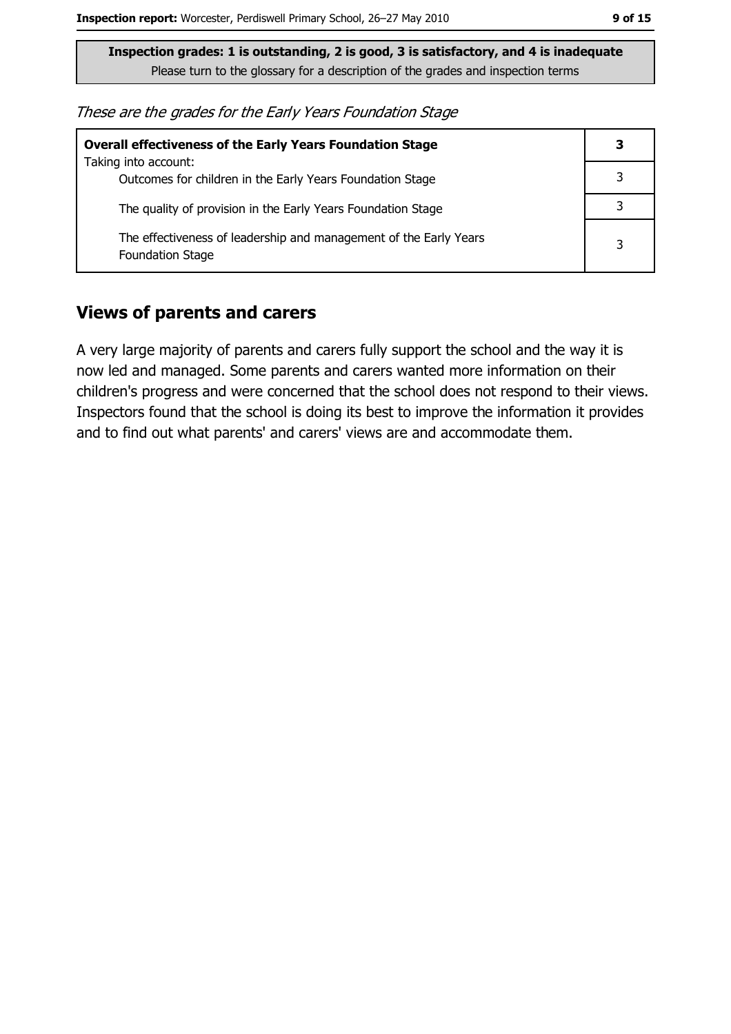**Inspection grades: 1 is outstanding, 2 is good, 3 is satisfactory, and 4 is inadequate**
Please turn to the glossary for a description of the grades and inspection terms

*These are the grades for the Early Years Foundation Stage*

| **Overall effectiveness of the Early Years Foundation Stage** | **3** |
|---|---|
| Taking into account: Outcomes for children in the Early Years Foundation Stage | 3 |
| The quality of provision in the Early Years Foundation Stage | 3 |
| The effectiveness of leadership and management of the Early Years Foundation Stage | 3 |

## Views of parents and carers

A very large majority of parents and carers fully support the school and the way it is now led and managed. Some parents and carers wanted more information on their children's progress and were concerned that the school does not respond to their views. Inspectors found that the school is doing its best to improve the information it provides and to find out what parents' and carers' views are and accommodate them.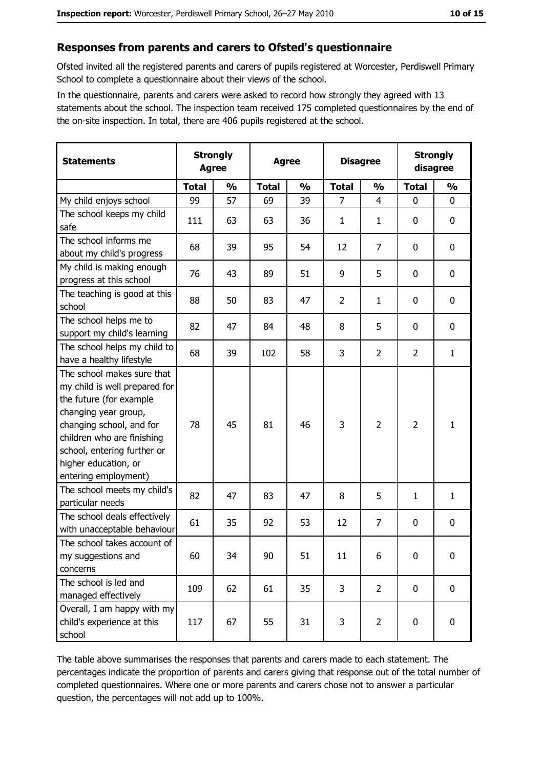## Responses from parents and carers to Ofsted's questionnaire

Ofsted invited all the registered parents and carers of pupils registered at Worcester, Perdiswell Primary School to complete a questionnaire about their views of the school.

In the questionnaire, parents and carers were asked to record how strongly they agreed with 13 statements about the school. The inspection team received 175 completed questionnaires by the end of the on-site inspection. In total, there are 406 pupils registered at the school.

| Statements | Strongly Agree | | Agree | | Disagree | | Strongly disagree | |
|---|---|---|---|---|---|---|---|---|
| | Total | % | Total | % | Total | % | Total | % |
| My child enjoys school | 99 | 57 | 69 | 39 | 7 | 4 | 0 | 0 |
| The school keeps my child safe | 111 | 63 | 63 | 36 | 1 | 1 | 0 | 0 |
| The school informs me about my child's progress | 68 | 39 | 95 | 54 | 12 | 7 | 0 | 0 |
| My child is making enough progress at this school | 76 | 43 | 89 | 51 | 9 | 5 | 0 | 0 |
| The teaching is good at this school | 88 | 50 | 83 | 47 | 2 | 1 | 0 | 0 |
| The school helps me to support my child's learning | 82 | 47 | 84 | 48 | 8 | 5 | 0 | 0 |
| The school helps my child to have a healthy lifestyle | 68 | 39 | 102 | 58 | 3 | 2 | 2 | 1 |
| The school makes sure that my child is well prepared for the future (for example changing year group, changing school, and for children who are finishing school, entering further or higher education, or entering employment) | 78 | 45 | 81 | 46 | 3 | 2 | 2 | 1 |
| The school meets my child's particular needs | 82 | 47 | 83 | 47 | 8 | 5 | 1 | 1 |
| The school deals effectively with unacceptable behaviour | 61 | 35 | 92 | 53 | 12 | 7 | 0 | 0 |
| The school takes account of my suggestions and concerns | 60 | 34 | 90 | 51 | 11 | 6 | 0 | 0 |
| The school is led and managed effectively | 109 | 62 | 61 | 35 | 3 | 2 | 0 | 0 |
| Overall, I am happy with my child's experience at this school | 117 | 67 | 55 | 31 | 3 | 2 | 0 | 0 |

The table above summarises the responses that parents and carers made to each statement. The percentages indicate the proportion of parents and carers giving that response out of the total number of completed questionnaires. Where one or more parents and carers chose not to answer a particular question, the percentages will not add up to 100%.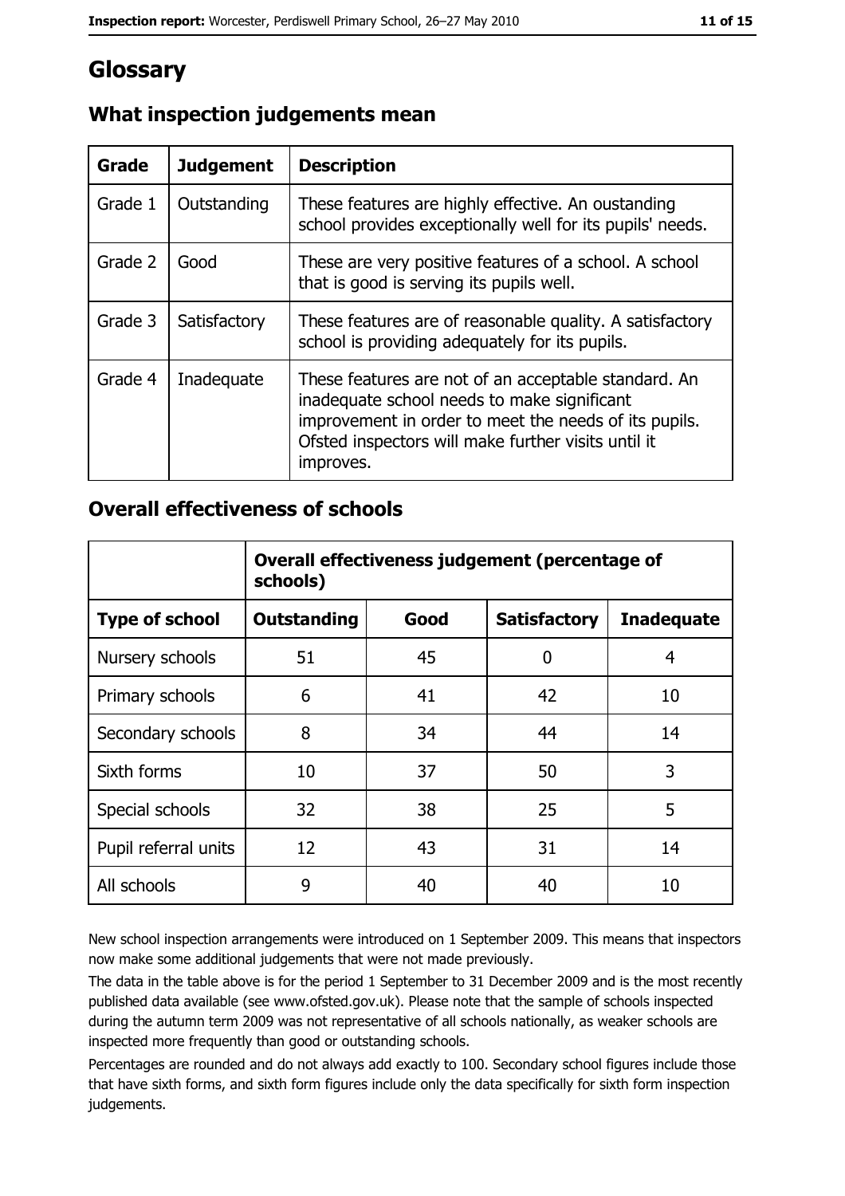# Glossary

## What inspection judgements mean

| Grade | Judgement | Description |
| --- | --- | --- |
| Grade 1 | Outstanding | These features are highly effective. An oustanding school provides exceptionally well for its pupils' needs. |
| Grade 2 | Good | These are very positive features of a school. A school that is good is serving its pupils well. |
| Grade 3 | Satisfactory | These features are of reasonable quality. A satisfactory school is providing adequately for its pupils. |
| Grade 4 | Inadequate | These features are not of an acceptable standard. An inadequate school needs to make significant improvement in order to meet the needs of its pupils. Ofsted inspectors will make further visits until it improves. |

## Overall effectiveness of schools

| | Overall effectiveness judgement (percentage of schools) | | | |
| --- | --- | --- | --- | --- |
| **Type of school** | **Outstanding** | **Good** | **Satisfactory** | **Inadequate** |
| Nursery schools | 51 | 45 | 0 | 4 |
| Primary schools | 6 | 41 | 42 | 10 |
| Secondary schools | 8 | 34 | 44 | 14 |
| Sixth forms | 10 | 37 | 50 | 3 |
| Special schools | 32 | 38 | 25 | 5 |
| Pupil referral units | 12 | 43 | 31 | 14 |
| All schools | 9 | 40 | 40 | 10 |

New school inspection arrangements were introduced on 1 September 2009. This means that inspectors now make some additional judgements that were not made previously.

The data in the table above is for the period 1 September to 31 December 2009 and is the most recently published data available (see www.ofsted.gov.uk). Please note that the sample of schools inspected during the autumn term 2009 was not representative of all schools nationally, as weaker schools are inspected more frequently than good or outstanding schools.

Percentages are rounded and do not always add exactly to 100. Secondary school figures include those that have sixth forms, and sixth form figures include only the data specifically for sixth form inspection judgements.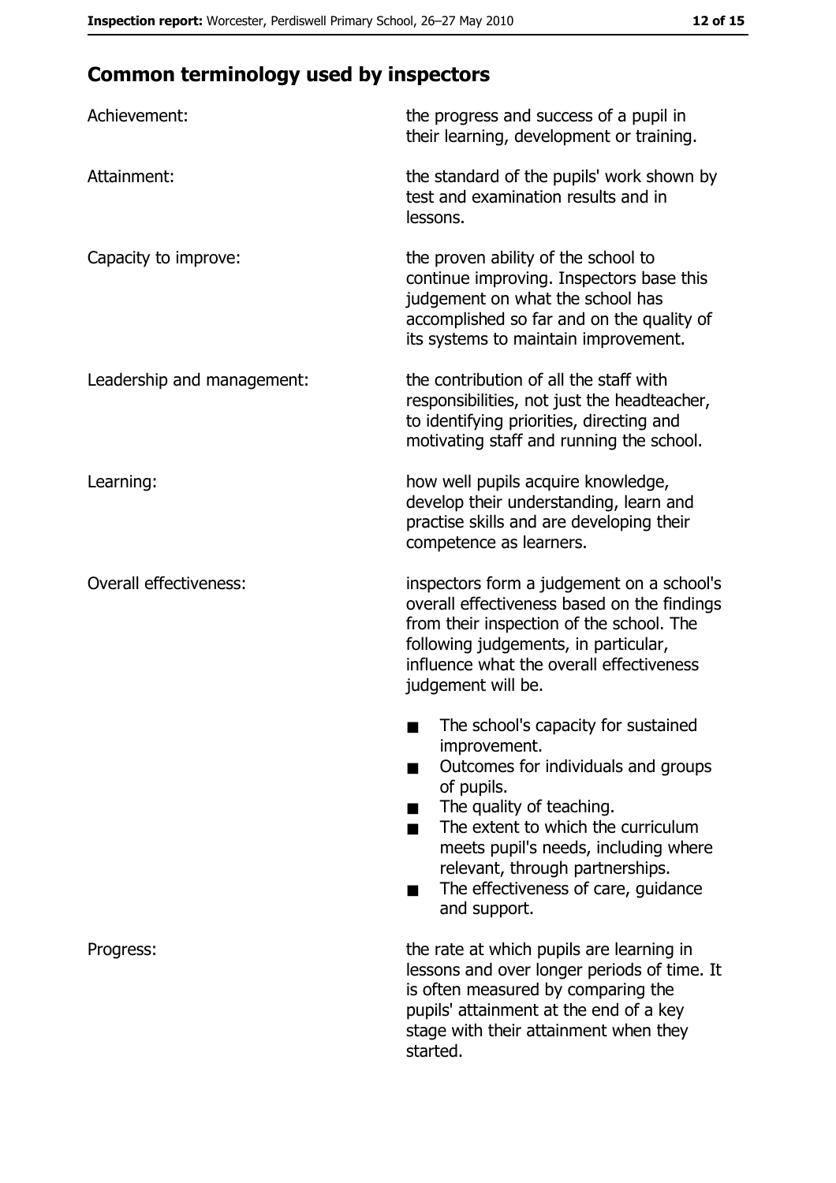## Common terminology used by inspectors

| | |
|---|---|
| Achievement: | the progress and success of a pupil in their learning, development or training. |
| Attainment: | the standard of the pupils' work shown by test and examination results and in lessons. |
| Capacity to improve: | the proven ability of the school to continue improving. Inspectors base this judgement on what the school has accomplished so far and on the quality of its systems to maintain improvement. |
| Leadership and management: | the contribution of all the staff with responsibilities, not just the headteacher, to identifying priorities, directing and motivating staff and running the school. |
| Learning: | how well pupils acquire knowledge, develop their understanding, learn and practise skills and are developing their competence as learners. |
| Overall effectiveness: | inspectors form a judgement on a school's overall effectiveness based on the findings from their inspection of the school. The following judgements, in particular, influence what the overall effectiveness judgement will be.<br>■ The school's capacity for sustained improvement.<br>■ Outcomes for individuals and groups of pupils.<br>■ The quality of teaching.<br>■ The extent to which the curriculum meets pupil's needs, including where relevant, through partnerships.<br>■ The effectiveness of care, guidance and support. |
| Progress: | the rate at which pupils are learning in lessons and over longer periods of time. It is often measured by comparing the pupils' attainment at the end of a key stage with their attainment when they started. |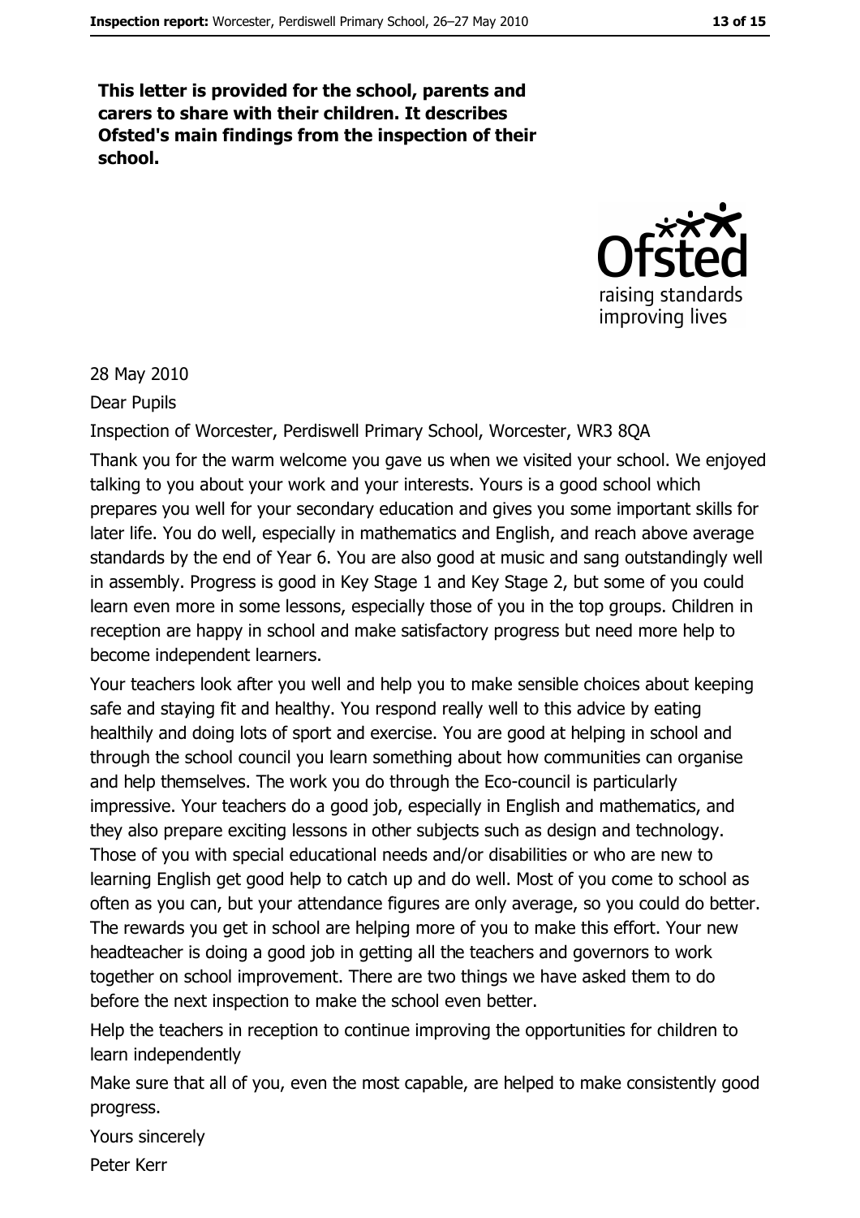**This letter is provided for the school, parents and carers to share with their children. It describes Ofsted's main findings from the inspection of their school.**

28 May 2010

Dear Pupils

Inspection of Worcester, Perdiswell Primary School, Worcester, WR3 8QA

Thank you for the warm welcome you gave us when we visited your school. We enjoyed talking to you about your work and your interests. Yours is a good school which prepares you well for your secondary education and gives you some important skills for later life. You do well, especially in mathematics and English, and reach above average standards by the end of Year 6. You are also good at music and sang outstandingly well in assembly. Progress is good in Key Stage 1 and Key Stage 2, but some of you could learn even more in some lessons, especially those of you in the top groups. Children in reception are happy in school and make satisfactory progress but need more help to become independent learners.

Your teachers look after you well and help you to make sensible choices about keeping safe and staying fit and healthy. You respond really well to this advice by eating healthily and doing lots of sport and exercise. You are good at helping in school and through the school council you learn something about how communities can organise and help themselves. The work you do through the Eco-council is particularly impressive. Your teachers do a good job, especially in English and mathematics, and they also prepare exciting lessons in other subjects such as design and technology. Those of you with special educational needs and/or disabilities or who are new to learning English get good help to catch up and do well. Most of you come to school as often as you can, but your attendance figures are only average, so you could do better. The rewards you get in school are helping more of you to make this effort. Your new headteacher is doing a good job in getting all the teachers and governors to work together on school improvement. There are two things we have asked them to do before the next inspection to make the school even better.

Help the teachers in reception to continue improving the opportunities for children to learn independently

Make sure that all of you, even the most capable, are helped to make consistently good progress.

Yours sincerely

Peter Kerr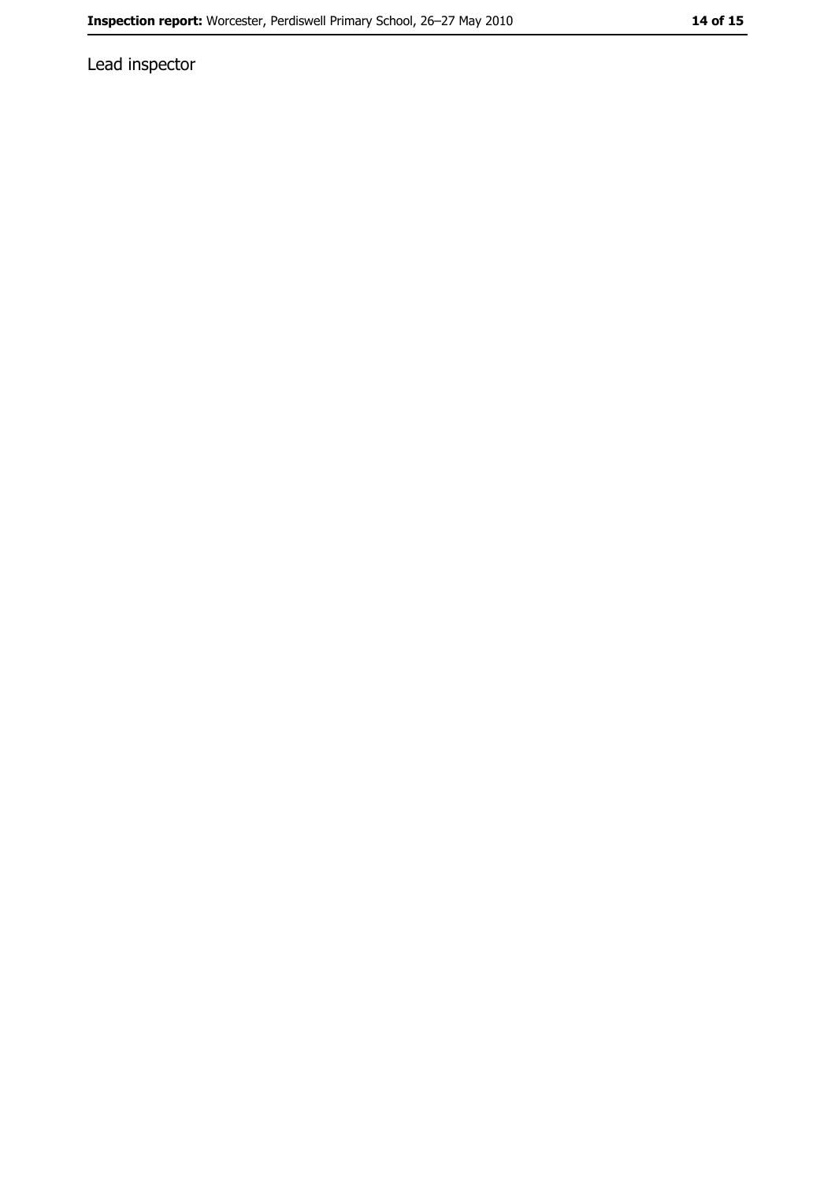Lead inspector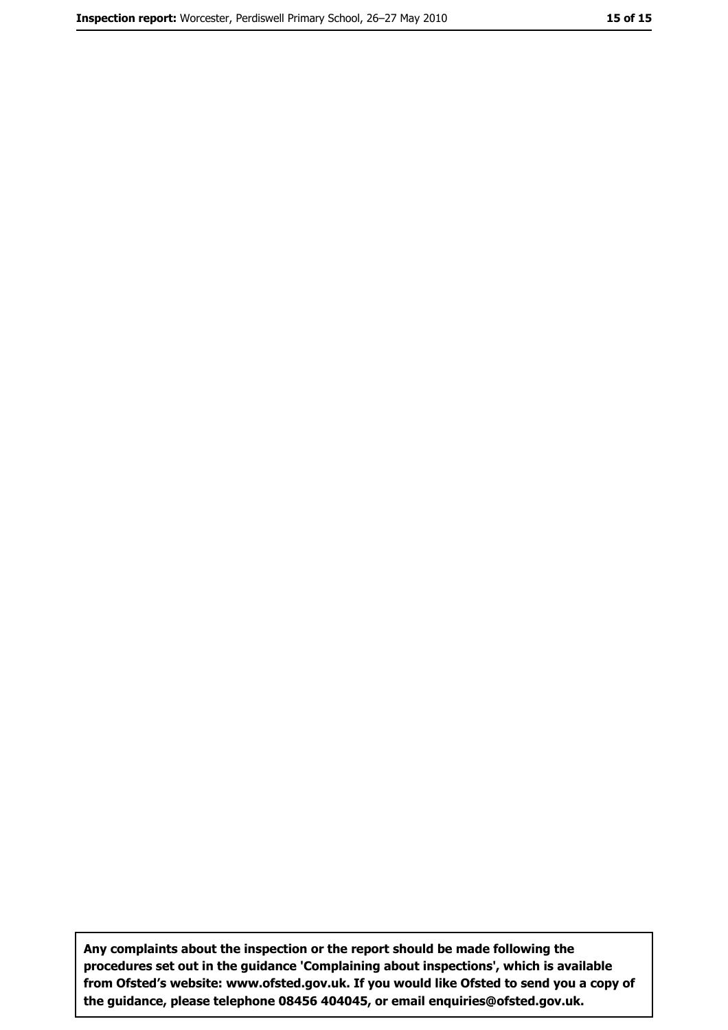**Any complaints about the inspection or the report should be made following the procedures set out in the guidance 'Complaining about inspections', which is available from Ofsted's website: www.ofsted.gov.uk. If you would like Ofsted to send you a copy of the guidance, please telephone 08456 404045, or email enquiries@ofsted.gov.uk.**